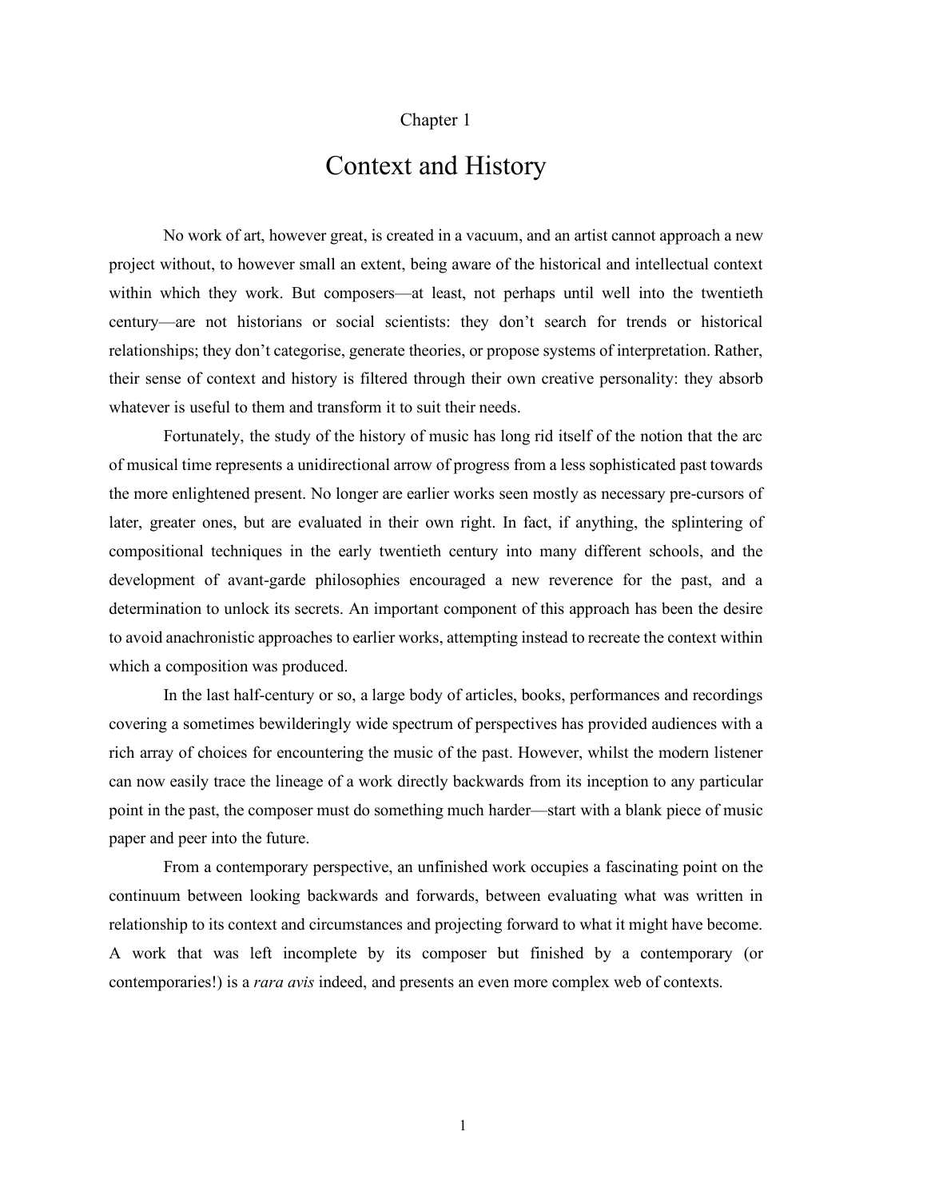Chapter 1

# Context and History

No work of art, however great, is created in a vacuum, and an artist cannot approach a new project without, to however small an extent, being aware of the historical and intellectual context within which they work. But composers—at least, not perhaps until well into the twentieth century—are not historians or social scientists: they don't search for trends or historical relationships; they don't categorise, generate theories, or propose systems of interpretation. Rather, their sense of context and history is filtered through their own creative personality: they absorb whatever is useful to them and transform it to suit their needs.

Fortunately, the study of the history of music has long rid itself of the notion that the arc of musical time represents a unidirectional arrow of progress from a less sophisticated past towards the more enlightened present. No longer are earlier works seen mostly as necessary pre-cursors of later, greater ones, but are evaluated in their own right. In fact, if anything, the splintering of compositional techniques in the early twentieth century into many different schools, and the development of avant-garde philosophies encouraged a new reverence for the past, and a determination to unlock its secrets. An important component of this approach has been the desire to avoid anachronistic approaches to earlier works, attempting instead to recreate the context within which a composition was produced.

In the last half-century or so, a large body of articles, books, performances and recordings covering a sometimes bewilderingly wide spectrum of perspectives has provided audiences with a rich array of choices for encountering the music of the past. However, whilst the modern listener can now easily trace the lineage of a work directly backwards from its inception to any particular point in the past, the composer must do something much harder—start with a blank piece of music paper and peer into the future.

From a contemporary perspective, an unfinished work occupies a fascinating point on the continuum between looking backwards and forwards, between evaluating what was written in relationship to its context and circumstances and projecting forward to what it might have become. A work that was left incomplete by its composer but finished by a contemporary (or contemporaries!) is a *rara avis* indeed, and presents an even more complex web of contexts.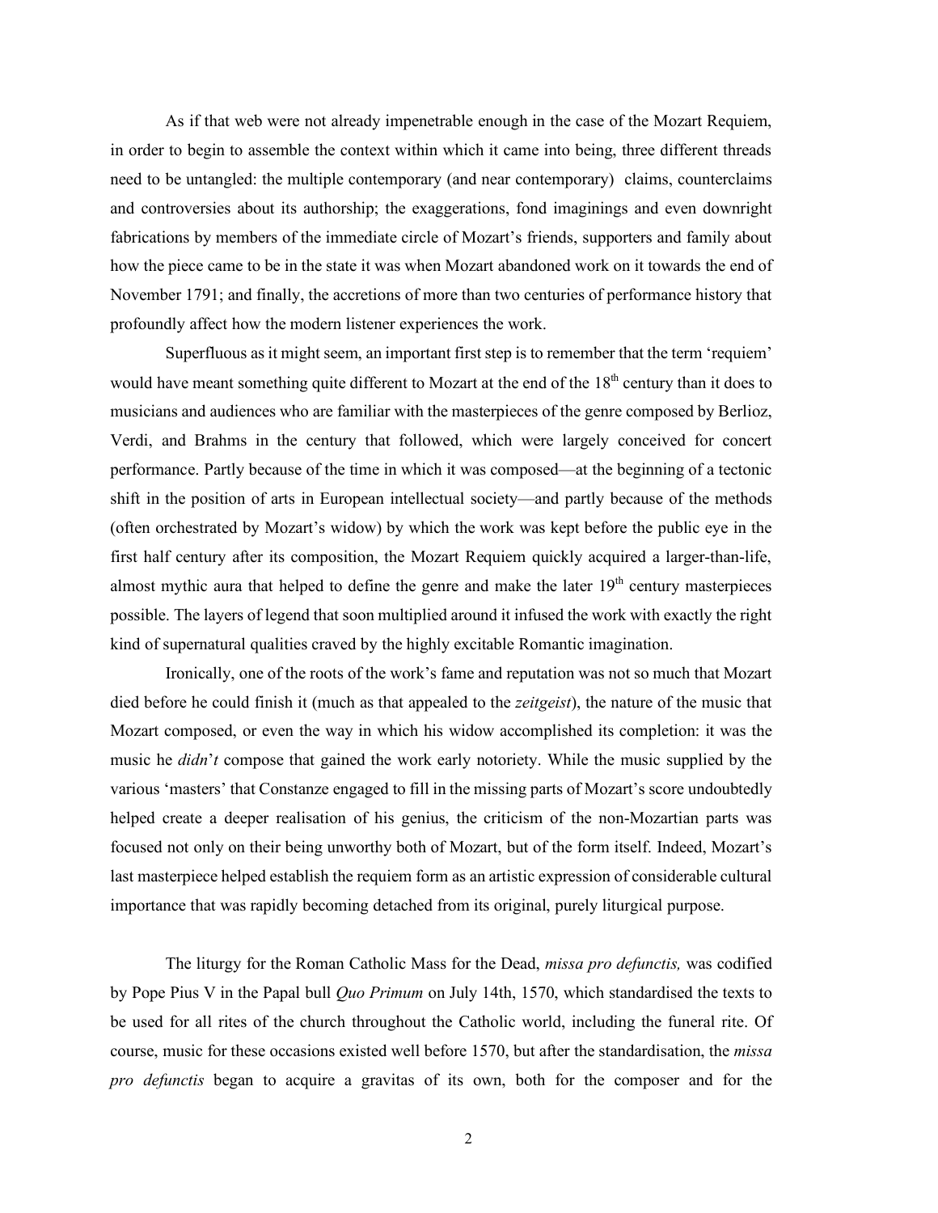As if that web were not already impenetrable enough in the case of the Mozart Requiem, in order to begin to assemble the context within which it came into being, three different threads need to be untangled: the multiple contemporary (and near contemporary) claims, counterclaims and controversies about its authorship; the exaggerations, fond imaginings and even downright fabrications by members of the immediate circle of Mozart's friends, supporters and family about how the piece came to be in the state it was when Mozart abandoned work on it towards the end of November 1791; and finally, the accretions of more than two centuries of performance history that profoundly affect how the modern listener experiences the work.

Superfluous as it might seem, an important first step is to remember that the term 'requiem' would have meant something quite different to Mozart at the end of the 18th century than it does to musicians and audiences who are familiar with the masterpieces of the genre composed by Berlioz, Verdi, and Brahms in the century that followed, which were largely conceived for concert performance. Partly because of the time in which it was composed—at the beginning of a tectonic shift in the position of arts in European intellectual society—and partly because of the methods (often orchestrated by Mozart's widow) by which the work was kept before the public eye in the first half century after its composition, the Mozart Requiem quickly acquired a larger-than-life, almost mythic aura that helped to define the genre and make the later 19th century masterpieces possible. The layers of legend that soon multiplied around it infused the work with exactly the right kind of supernatural qualities craved by the highly excitable Romantic imagination.

Ironically, one of the roots of the work's fame and reputation was not so much that Mozart died before he could finish it (much as that appealed to the *zeitgeist*), the nature of the music that Mozart composed, or even the way in which his widow accomplished its completion: it was the music he *didn*'*t* compose that gained the work early notoriety. While the music supplied by the various 'masters' that Constanze engaged to fill in the missing parts of Mozart's score undoubtedly helped create a deeper realisation of his genius, the criticism of the non-Mozartian parts was focused not only on their being unworthy both of Mozart, but of the form itself. Indeed, Mozart's last masterpiece helped establish the requiem form as an artistic expression of considerable cultural importance that was rapidly becoming detached from its original, purely liturgical purpose.

The liturgy for the Roman Catholic Mass for the Dead, *missa pro defunctis,* was codified by Pope Pius V in the Papal bull *Quo Primum* on July 14th, 1570, which standardised the texts to be used for all rites of the church throughout the Catholic world, including the funeral rite. Of course, music for these occasions existed well before 1570, but after the standardisation, the *missa pro defunctis* began to acquire a gravitas of its own, both for the composer and for the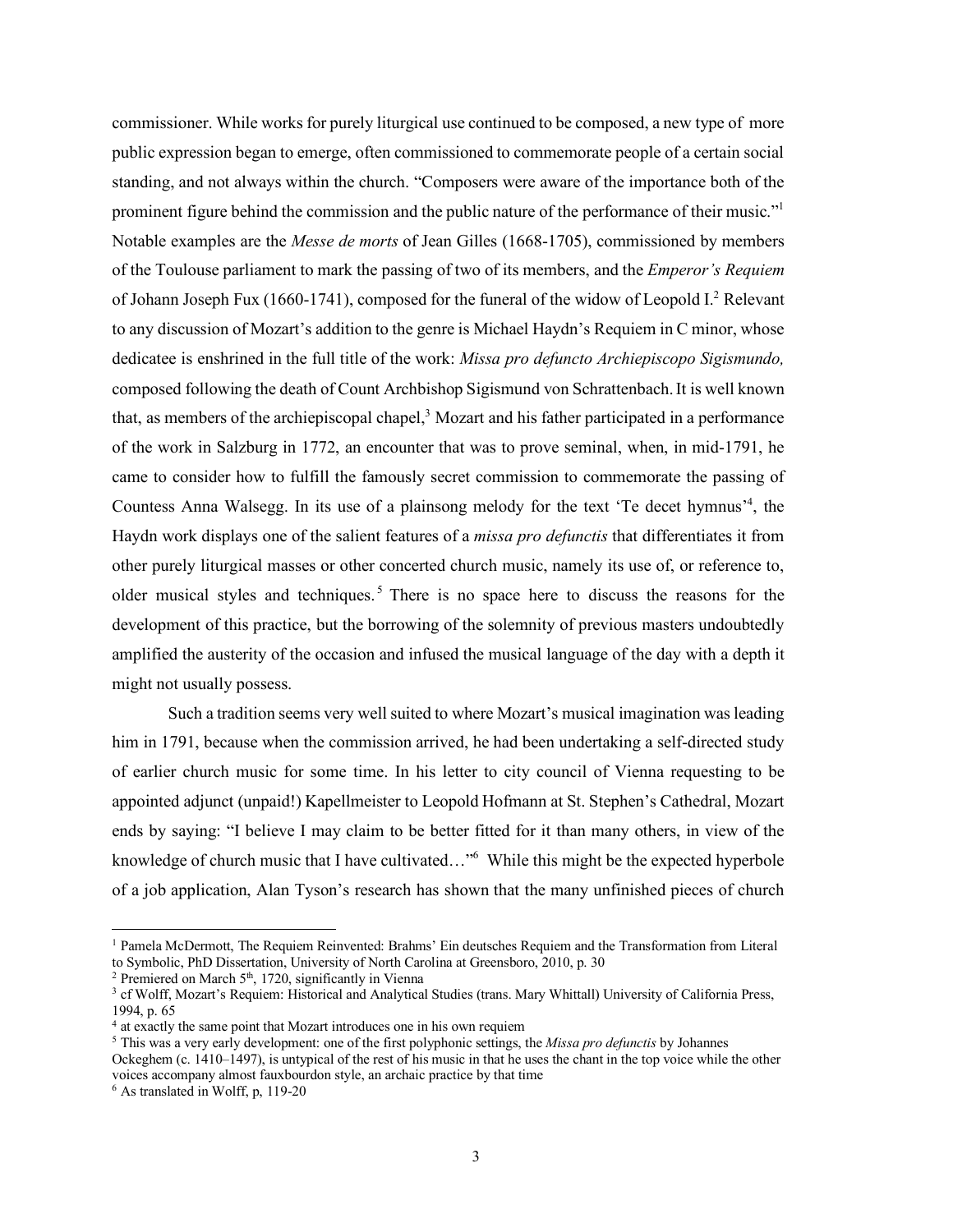commissioner. While works for purely liturgical use continued to be composed, a new type of more public expression began to emerge, often commissioned to commemorate people of a certain social standing, and not always within the church. "Composers were aware of the importance both of the prominent figure behind the commission and the public nature of the performance of their music."[1] Notable examples are the *Messe de morts* of Jean Gilles (1668-1705), commissioned by members of the Toulouse parliament to mark the passing of two of its members, and the *Emperor's Requiem* of Johann Joseph Fux (1660-1741), composed for the funeral of the widow of Leopold I.[2] Relevant to any discussion of Mozart's addition to the genre is Michael Haydn's Requiem in C minor, whose dedicatee is enshrined in the full title of the work: *Missa pro defuncto Archiepiscopo Sigismundo,* composed following the death of Count Archbishop Sigismund von Schrattenbach. It is well known that, as members of the archiepiscopal chapel,[3] Mozart and his father participated in a performance of the work in Salzburg in 1772, an encounter that was to prove seminal, when, in mid-1791, he came to consider how to fulfill the famously secret commission to commemorate the passing of Countess Anna Walsegg. In its use of a plainsong melody for the text 'Te decet hymnus'[4], the Haydn work displays one of the salient features of a *missa pro defunctis* that differentiates it from other purely liturgical masses or other concerted church music, namely its use of, or reference to, older musical styles and techniques.[5] There is no space here to discuss the reasons for the development of this practice, but the borrowing of the solemnity of previous masters undoubtedly amplified the austerity of the occasion and infused the musical language of the day with a depth it might not usually possess.

Such a tradition seems very well suited to where Mozart's musical imagination was leading him in 1791, because when the commission arrived, he had been undertaking a self-directed study of earlier church music for some time. In his letter to city council of Vienna requesting to be appointed adjunct (unpaid!) Kapellmeister to Leopold Hofmann at St. Stephen's Cathedral, Mozart ends by saying: "I believe I may claim to be better fitted for it than many others, in view of the knowledge of church music that I have cultivated…"[6] While this might be the expected hyperbole of a job application, Alan Tyson's research has shown that the many unfinished pieces of church

---

[1] Pamela McDermott, The Requiem Reinvented: Brahms' Ein deutsches Requiem and the Transformation from Literal to Symbolic, PhD Dissertation, University of North Carolina at Greensboro, 2010, p. 30

[2] Premiered on March 5th, 1720, significantly in Vienna

[3] cf Wolff, Mozart's Requiem: Historical and Analytical Studies (trans. Mary Whittall) University of California Press, 1994, p. 65

[4] at exactly the same point that Mozart introduces one in his own requiem

[5] This was a very early development: one of the first polyphonic settings, the *Missa pro defunctis* by Johannes Ockeghem (c. 1410–1497), is untypical of the rest of his music in that he uses the chant in the top voice while the other voices accompany almost fauxbourdon style, an archaic practice by that time

[6] As translated in Wolff, p, 119-20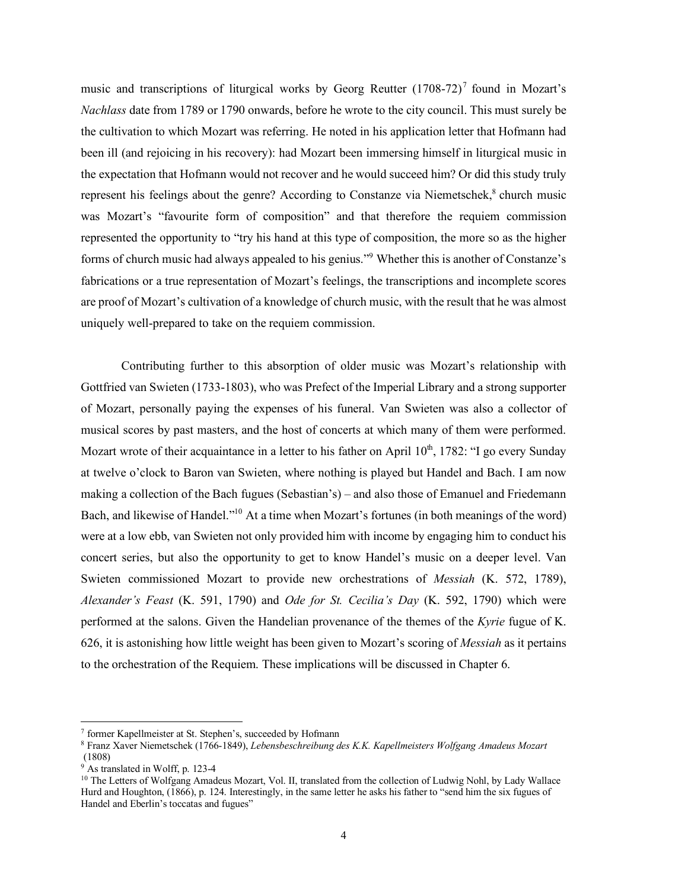music and transcriptions of liturgical works by Georg Reutter (1708-72)[7] found in Mozart's *Nachlass* date from 1789 or 1790 onwards, before he wrote to the city council. This must surely be the cultivation to which Mozart was referring. He noted in his application letter that Hofmann had been ill (and rejoicing in his recovery): had Mozart been immersing himself in liturgical music in the expectation that Hofmann would not recover and he would succeed him? Or did this study truly represent his feelings about the genre? According to Constanze via Niemetschek,[8] church music was Mozart's "favourite form of composition" and that therefore the requiem commission represented the opportunity to "try his hand at this type of composition, the more so as the higher forms of church music had always appealed to his genius."[9] Whether this is another of Constanze's fabrications or a true representation of Mozart's feelings, the transcriptions and incomplete scores are proof of Mozart's cultivation of a knowledge of church music, with the result that he was almost uniquely well-prepared to take on the requiem commission.

Contributing further to this absorption of older music was Mozart's relationship with Gottfried van Swieten (1733-1803), who was Prefect of the Imperial Library and a strong supporter of Mozart, personally paying the expenses of his funeral. Van Swieten was also a collector of musical scores by past masters, and the host of concerts at which many of them were performed. Mozart wrote of their acquaintance in a letter to his father on April 10th, 1782: "I go every Sunday at twelve o'clock to Baron van Swieten, where nothing is played but Handel and Bach. I am now making a collection of the Bach fugues (Sebastian's) – and also those of Emanuel and Friedemann Bach, and likewise of Handel."[10] At a time when Mozart's fortunes (in both meanings of the word) were at a low ebb, van Swieten not only provided him with income by engaging him to conduct his concert series, but also the opportunity to get to know Handel's music on a deeper level. Van Swieten commissioned Mozart to provide new orchestrations of *Messiah* (K. 572, 1789), *Alexander's Feast* (K. 591, 1790) and *Ode for St. Cecilia's Day* (K. 592, 1790) which were performed at the salons. Given the Handelian provenance of the themes of the *Kyrie* fugue of K. 626, it is astonishing how little weight has been given to Mozart's scoring of *Messiah* as it pertains to the orchestration of the Requiem. These implications will be discussed in Chapter 6.

---

[7] former Kapellmeister at St. Stephen's, succeeded by Hofmann

[8] Franz Xaver Niemetschek (1766-1849), *Lebensbeschreibung des K.K. Kapellmeisters Wolfgang Amadeus Mozart* (1808)

[9] As translated in Wolff, p. 123-4

[10] The Letters of Wolfgang Amadeus Mozart, Vol. II, translated from the collection of Ludwig Nohl, by Lady Wallace Hurd and Houghton, (1866), p. 124. Interestingly, in the same letter he asks his father to "send him the six fugues of Handel and Eberlin's toccatas and fugues"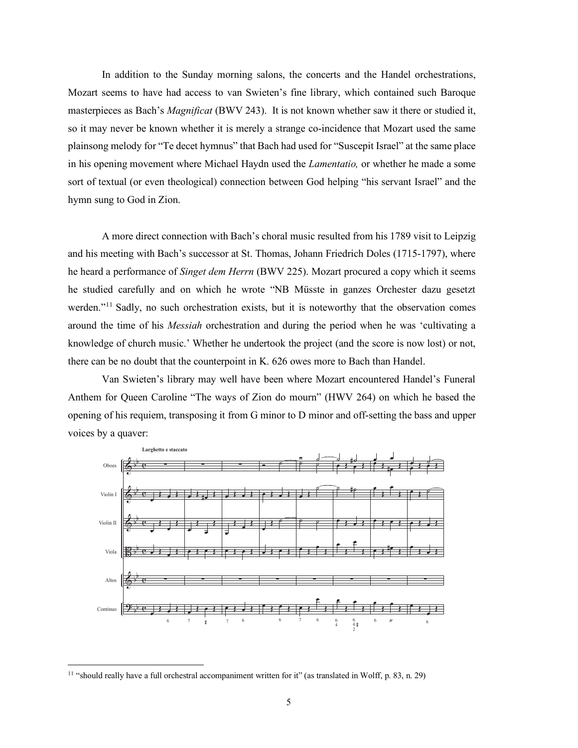In addition to the Sunday morning salons, the concerts and the Handel orchestrations, Mozart seems to have had access to van Swieten's fine library, which contained such Baroque masterpieces as Bach's *Magnificat* (BWV 243). It is not known whether saw it there or studied it, so it may never be known whether it is merely a strange co-incidence that Mozart used the same plainsong melody for "Te decet hymnus" that Bach had used for "Suscepit Israel" at the same place in his opening movement where Michael Haydn used the *Lamentatio,* or whether he made a some sort of textual (or even theological) connection between God helping "his servant Israel" and the hymn sung to God in Zion.

A more direct connection with Bach's choral music resulted from his 1789 visit to Leipzig and his meeting with Bach's successor at St. Thomas, Johann Friedrich Doles (1715-1797), where he heard a performance of *Singet dem Herrn* (BWV 225). Mozart procured a copy which it seems he studied carefully and on which he wrote "NB Müsste in ganzes Orchester dazu gesetzt werden."[11] Sadly, no such orchestration exists, but it is noteworthy that the observation comes around the time of his *Messiah* orchestration and during the period when he was 'cultivating a knowledge of church music.' Whether he undertook the project (and the score is now lost) or not, there can be no doubt that the counterpoint in K. 626 owes more to Bach than Handel.

Van Swieten's library may well have been where Mozart encountered Handel's Funeral Anthem for Queen Caroline "The ways of Zion do mourn" (HWV 264) on which he based the opening of his requiem, transposing it from G minor to D minor and off-setting the bass and upper voices by a quaver:

[11] "should really have a full orchestral accompaniment written for it" (as translated in Wolff, p. 83, n. 29)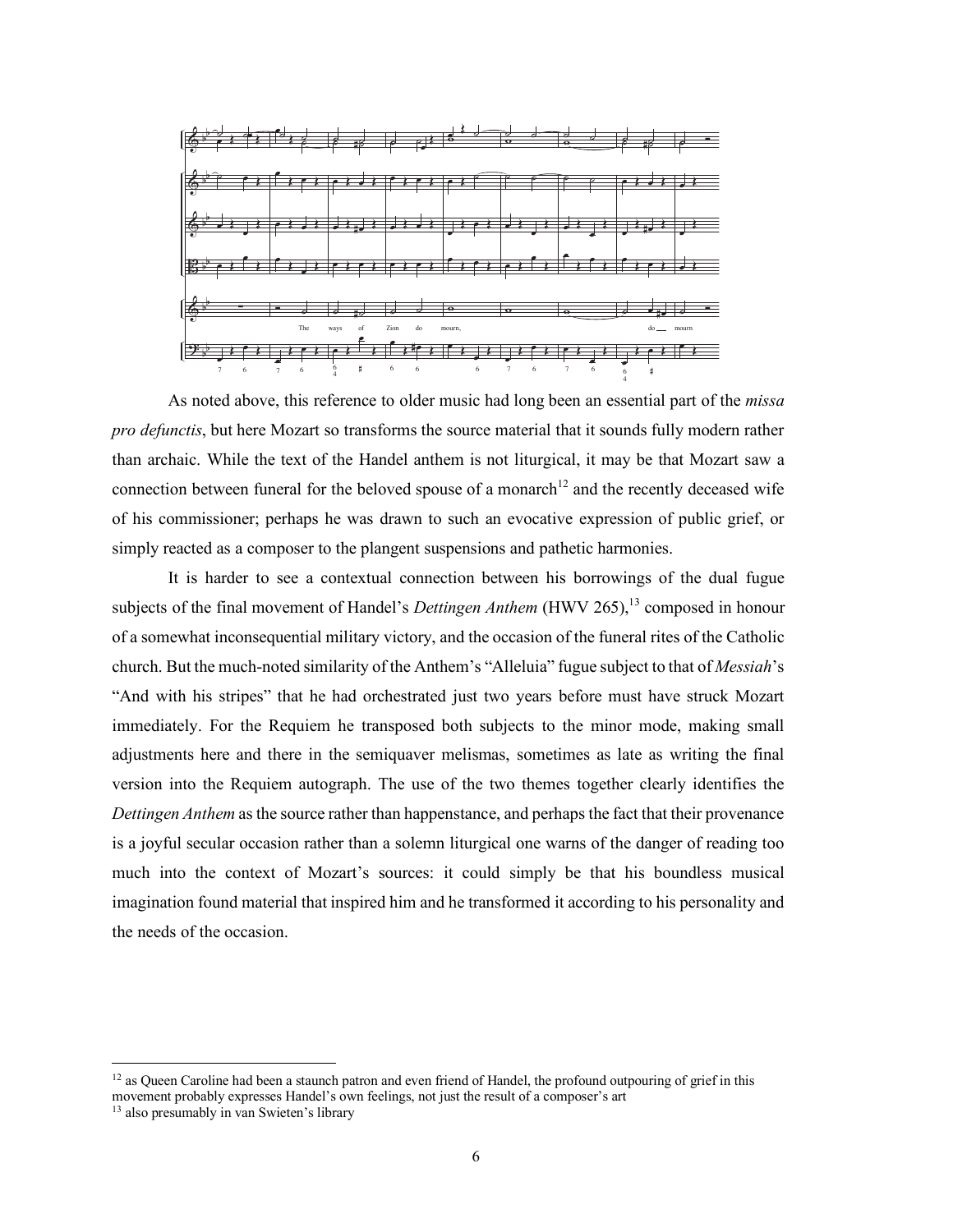As noted above, this reference to older music had long been an essential part of the *missa pro defunctis*, but here Mozart so transforms the source material that it sounds fully modern rather than archaic. While the text of the Handel anthem is not liturgical, it may be that Mozart saw a connection between funeral for the beloved spouse of a monarch[12] and the recently deceased wife of his commissioner; perhaps he was drawn to such an evocative expression of public grief, or simply reacted as a composer to the plangent suspensions and pathetic harmonies.

It is harder to see a contextual connection between his borrowings of the dual fugue subjects of the final movement of Handel's *Dettingen Anthem* (HWV 265),[13] composed in honour of a somewhat inconsequential military victory, and the occasion of the funeral rites of the Catholic church. But the much-noted similarity of the Anthem's "Alleluia" fugue subject to that of *Messiah*'s "And with his stripes" that he had orchestrated just two years before must have struck Mozart immediately. For the Requiem he transposed both subjects to the minor mode, making small adjustments here and there in the semiquaver melismas, sometimes as late as writing the final version into the Requiem autograph. The use of the two themes together clearly identifies the *Dettingen Anthem* as the source rather than happenstance, and perhaps the fact that their provenance is a joyful secular occasion rather than a solemn liturgical one warns of the danger of reading too much into the context of Mozart's sources: it could simply be that his boundless musical imagination found material that inspired him and he transformed it according to his personality and the needs of the occasion.

---

[12] as Queen Caroline had been a staunch patron and even friend of Handel, the profound outpouring of grief in this movement probably expresses Handel's own feelings, not just the result of a composer's art

[13] also presumably in van Swieten's library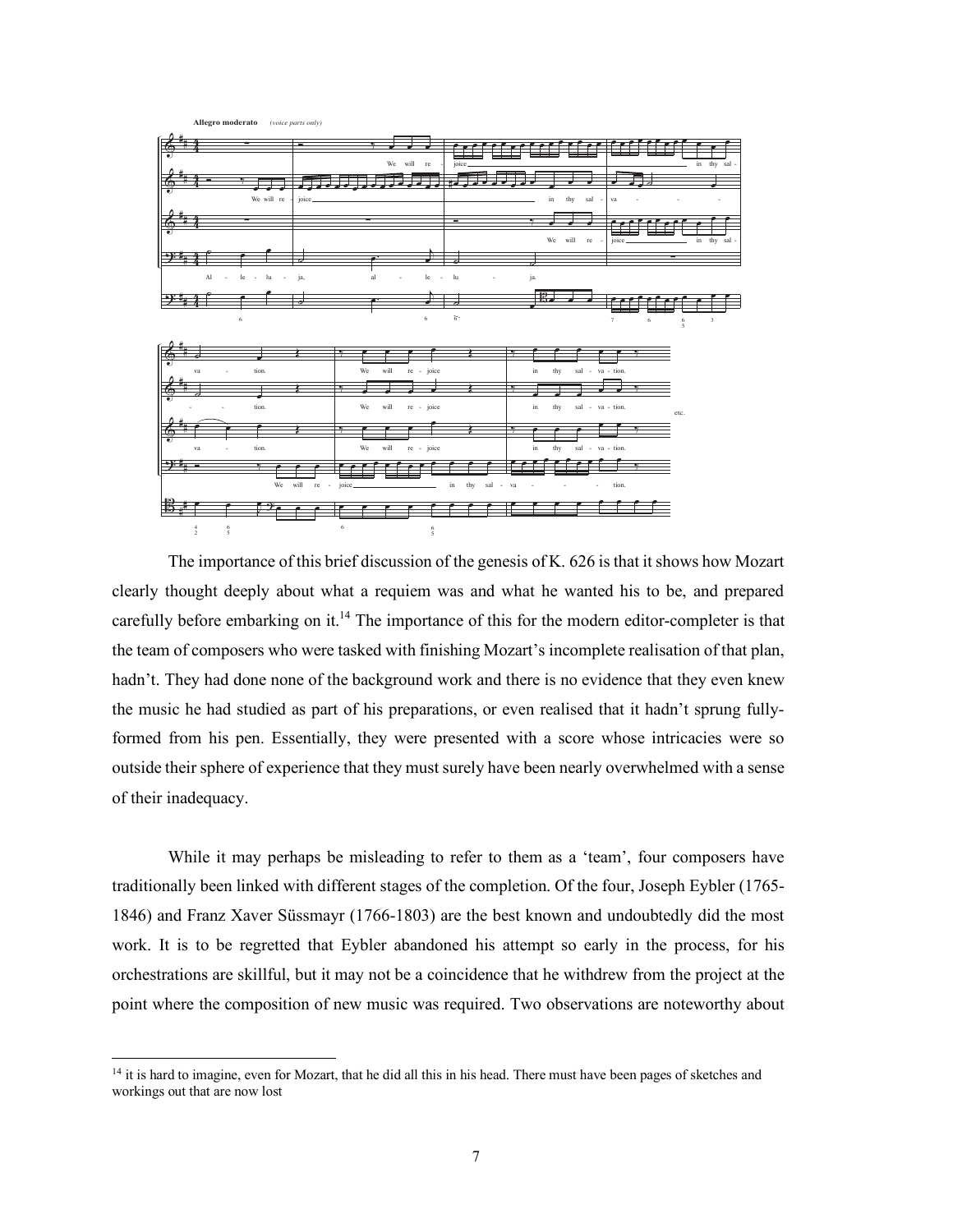The importance of this brief discussion of the genesis of K. 626 is that it shows how Mozart clearly thought deeply about what a requiem was and what he wanted his to be, and prepared carefully before embarking on it.[14] The importance of this for the modern editor-completer is that the team of composers who were tasked with finishing Mozart's incomplete realisation of that plan, hadn't. They had done none of the background work and there is no evidence that they even knew the music he had studied as part of his preparations, or even realised that it hadn't sprung fully-formed from his pen. Essentially, they were presented with a score whose intricacies were so outside their sphere of experience that they must surely have been nearly overwhelmed with a sense of their inadequacy.

While it may perhaps be misleading to refer to them as a 'team', four composers have traditionally been linked with different stages of the completion. Of the four, Joseph Eybler (1765-1846) and Franz Xaver Süssmayr (1766-1803) are the best known and undoubtedly did the most work. It is to be regretted that Eybler abandoned his attempt so early in the process, for his orchestrations are skillful, but it may not be a coincidence that he withdrew from the project at the point where the composition of new music was required. Two observations are noteworthy about

[14] it is hard to imagine, even for Mozart, that he did all this in his head. There must have been pages of sketches and workings out that are now lost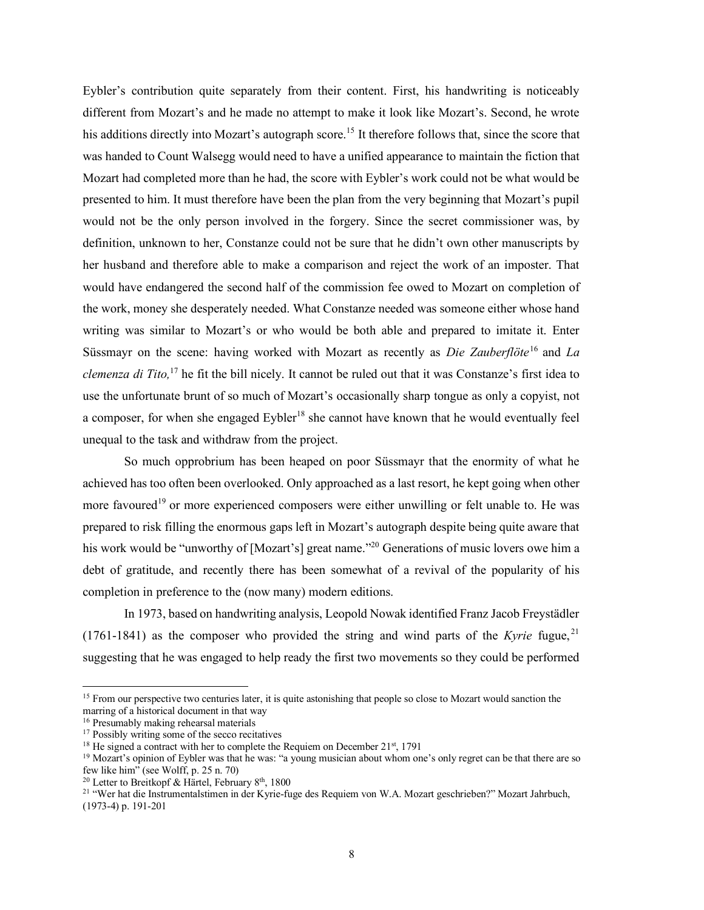Eybler's contribution quite separately from their content. First, his handwriting is noticeably different from Mozart's and he made no attempt to make it look like Mozart's. Second, he wrote his additions directly into Mozart's autograph score.[15] It therefore follows that, since the score that was handed to Count Walsegg would need to have a unified appearance to maintain the fiction that Mozart had completed more than he had, the score with Eybler's work could not be what would be presented to him. It must therefore have been the plan from the very beginning that Mozart's pupil would not be the only person involved in the forgery. Since the secret commissioner was, by definition, unknown to her, Constanze could not be sure that he didn't own other manuscripts by her husband and therefore able to make a comparison and reject the work of an imposter. That would have endangered the second half of the commission fee owed to Mozart on completion of the work, money she desperately needed. What Constanze needed was someone either whose hand writing was similar to Mozart's or who would be both able and prepared to imitate it. Enter Süssmayr on the scene: having worked with Mozart as recently as *Die Zauberflöte*[16] and *La clemenza di Tito,*[17] he fit the bill nicely. It cannot be ruled out that it was Constanze's first idea to use the unfortunate brunt of so much of Mozart's occasionally sharp tongue as only a copyist, not a composer, for when she engaged Eybler[18] she cannot have known that he would eventually feel unequal to the task and withdraw from the project.

So much opprobrium has been heaped on poor Süssmayr that the enormity of what he achieved has too often been overlooked. Only approached as a last resort, he kept going when other more favoured[19] or more experienced composers were either unwilling or felt unable to. He was prepared to risk filling the enormous gaps left in Mozart's autograph despite being quite aware that his work would be "unworthy of [Mozart's] great name."[20] Generations of music lovers owe him a debt of gratitude, and recently there has been somewhat of a revival of the popularity of his completion in preference to the (now many) modern editions.

In 1973, based on handwriting analysis, Leopold Nowak identified Franz Jacob Freystädler (1761-1841) as the composer who provided the string and wind parts of the *Kyrie* fugue,[21] suggesting that he was engaged to help ready the first two movements so they could be performed

---

[15] From our perspective two centuries later, it is quite astonishing that people so close to Mozart would sanction the marring of a historical document in that way

[16] Presumably making rehearsal materials

[17] Possibly writing some of the secco recitatives

[18] He signed a contract with her to complete the Requiem on December 21st, 1791

[19] Mozart's opinion of Eybler was that he was: "a young musician about whom one's only regret can be that there are so few like him" (see Wolff, p. 25 n. 70)

[20] Letter to Breitkopf & Härtel, February 8th, 1800

[21] "Wer hat die Instrumentalstimen in der Kyrie-fuge des Requiem von W.A. Mozart geschrieben?" Mozart Jahrbuch, (1973-4) p. 191-201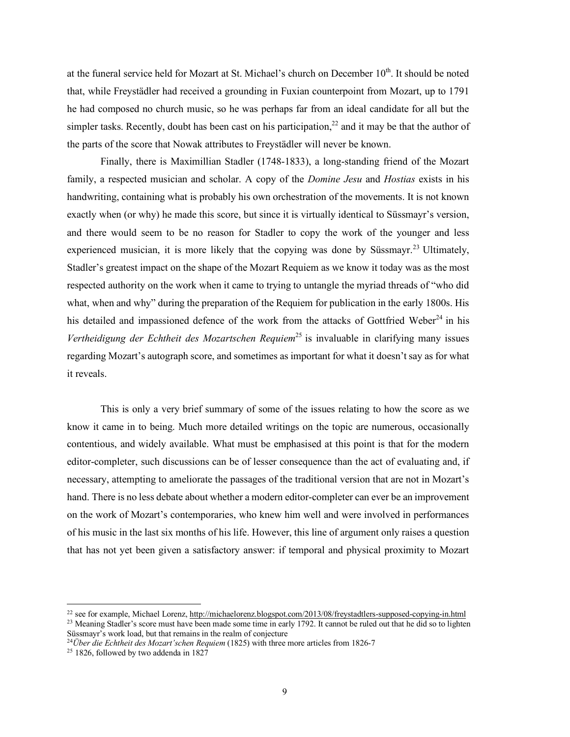at the funeral service held for Mozart at St. Michael's church on December 10th. It should be noted that, while Freystädler had received a grounding in Fuxian counterpoint from Mozart, up to 1791 he had composed no church music, so he was perhaps far from an ideal candidate for all but the simpler tasks. Recently, doubt has been cast on his participation,[22] and it may be that the author of the parts of the score that Nowak attributes to Freystädler will never be known.

Finally, there is Maximillian Stadler (1748-1833), a long-standing friend of the Mozart family, a respected musician and scholar. A copy of the *Domine Jesu* and *Hostias* exists in his handwriting, containing what is probably his own orchestration of the movements. It is not known exactly when (or why) he made this score, but since it is virtually identical to Süssmayr's version, and there would seem to be no reason for Stadler to copy the work of the younger and less experienced musician, it is more likely that the copying was done by Süssmayr.[23] Ultimately, Stadler's greatest impact on the shape of the Mozart Requiem as we know it today was as the most respected authority on the work when it came to trying to untangle the myriad threads of "who did what, when and why" during the preparation of the Requiem for publication in the early 1800s. His his detailed and impassioned defence of the work from the attacks of Gottfried Weber[24] in his *Vertheidigung der Echtheit des Mozartschen Requiem*[25] is invaluable in clarifying many issues regarding Mozart's autograph score, and sometimes as important for what it doesn't say as for what it reveals.

This is only a very brief summary of some of the issues relating to how the score as we know it came in to being. Much more detailed writings on the topic are numerous, occasionally contentious, and widely available. What must be emphasised at this point is that for the modern editor-completer, such discussions can be of lesser consequence than the act of evaluating and, if necessary, attempting to ameliorate the passages of the traditional version that are not in Mozart's hand. There is no less debate about whether a modern editor-completer can ever be an improvement on the work of Mozart's contemporaries, who knew him well and were involved in performances of his music in the last six months of his life. However, this line of argument only raises a question that has not yet been given a satisfactory answer: if temporal and physical proximity to Mozart

---

[22] see for example, Michael Lorenz, http://michaelorenz.blogspot.com/2013/08/freystadtlers-supposed-copying-in.html

[23] Meaning Stadler's score must have been made some time in early 1792. It cannot be ruled out that he did so to lighten Süssmayr's work load, but that remains in the realm of conjecture

[24] *Über die Echtheit des Mozart'schen Requiem* (1825) with three more articles from 1826-7

[25] 1826, followed by two addenda in 1827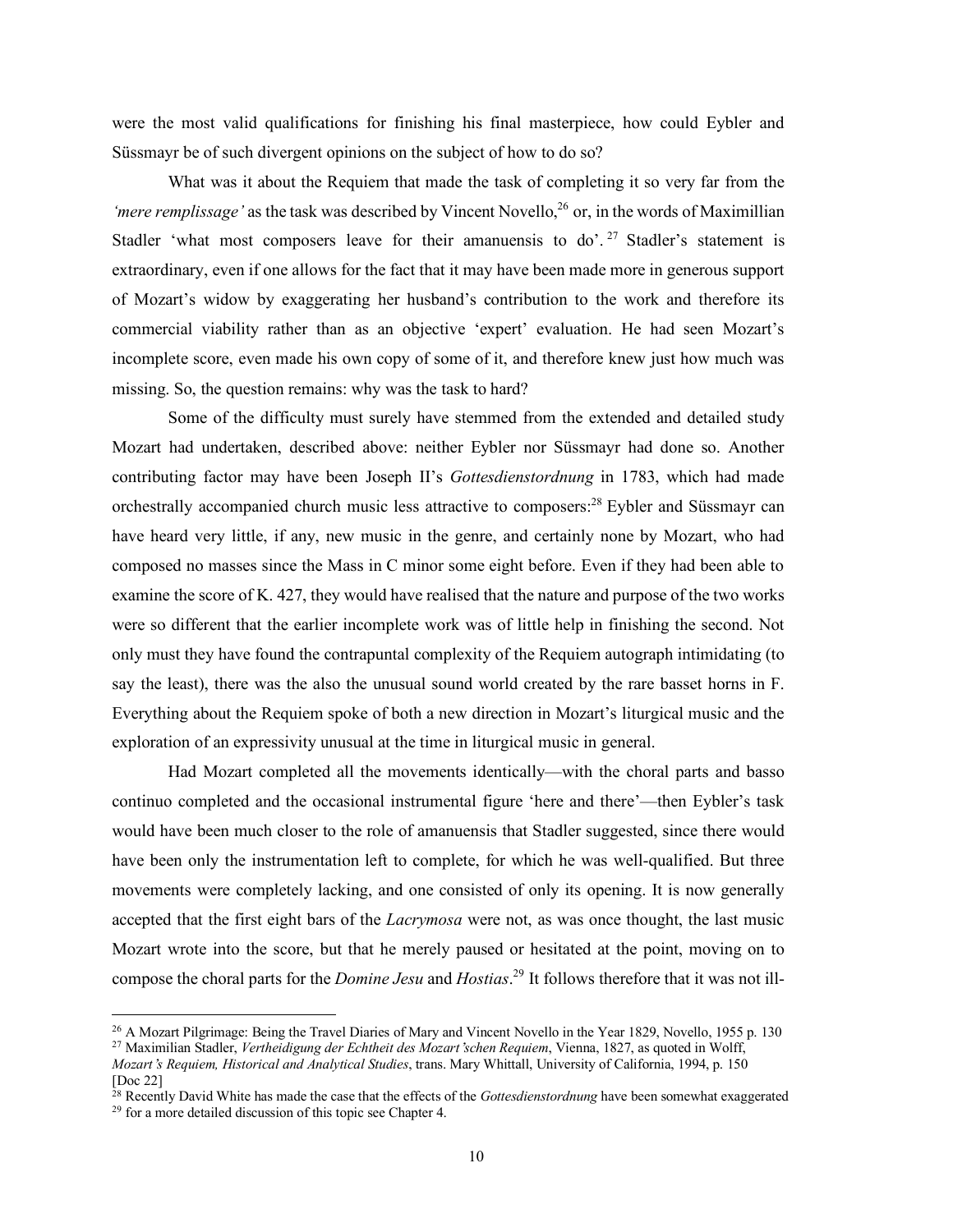were the most valid qualifications for finishing his final masterpiece, how could Eybler and Süssmayr be of such divergent opinions on the subject of how to do so?

What was it about the Requiem that made the task of completing it so very far from the *'mere remplissage'* as the task was described by Vincent Novello,[26] or, in the words of Maximillian Stadler 'what most composers leave for their amanuensis to do'.[27] Stadler's statement is extraordinary, even if one allows for the fact that it may have been made more in generous support of Mozart's widow by exaggerating her husband's contribution to the work and therefore its commercial viability rather than as an objective 'expert' evaluation. He had seen Mozart's incomplete score, even made his own copy of some of it, and therefore knew just how much was missing. So, the question remains: why was the task to hard?

Some of the difficulty must surely have stemmed from the extended and detailed study Mozart had undertaken, described above: neither Eybler nor Süssmayr had done so. Another contributing factor may have been Joseph II's *Gottesdienstordnung* in 1783, which had made orchestrally accompanied church music less attractive to composers:[28] Eybler and Süssmayr can have heard very little, if any, new music in the genre, and certainly none by Mozart, who had composed no masses since the Mass in C minor some eight before. Even if they had been able to examine the score of K. 427, they would have realised that the nature and purpose of the two works were so different that the earlier incomplete work was of little help in finishing the second. Not only must they have found the contrapuntal complexity of the Requiem autograph intimidating (to say the least), there was the also the unusual sound world created by the rare basset horns in F. Everything about the Requiem spoke of both a new direction in Mozart's liturgical music and the exploration of an expressivity unusual at the time in liturgical music in general.

Had Mozart completed all the movements identically—with the choral parts and basso continuo completed and the occasional instrumental figure 'here and there'—then Eybler's task would have been much closer to the role of amanuensis that Stadler suggested, since there would have been only the instrumentation left to complete, for which he was well-qualified. But three movements were completely lacking, and one consisted of only its opening. It is now generally accepted that the first eight bars of the *Lacrymosa* were not, as was once thought, the last music Mozart wrote into the score, but that he merely paused or hesitated at the point, moving on to compose the choral parts for the *Domine Jesu* and *Hostias*.[29] It follows therefore that it was not ill-

---

[26] A Mozart Pilgrimage: Being the Travel Diaries of Mary and Vincent Novello in the Year 1829, Novello, 1955 p. 130

[27] Maximilian Stadler, *Vertheidigung der Echtheit des Mozart'schen Requiem*, Vienna, 1827, as quoted in Wolff, *Mozart's Requiem, Historical and Analytical Studies*, trans. Mary Whittall, University of California, 1994, p. 150 [Doc 22]

[28] Recently David White has made the case that the effects of the *Gottesdienstordnung* have been somewhat exaggerated

[29] for a more detailed discussion of this topic see Chapter 4.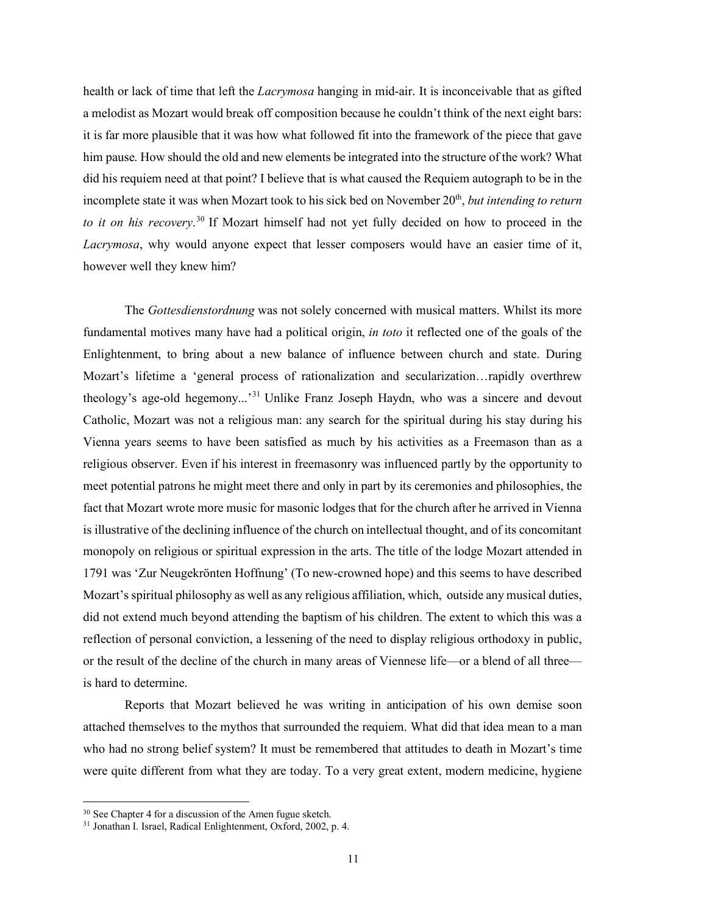health or lack of time that left the *Lacrymosa* hanging in mid-air. It is inconceivable that as gifted a melodist as Mozart would break off composition because he couldn't think of the next eight bars: it is far more plausible that it was how what followed fit into the framework of the piece that gave him pause. How should the old and new elements be integrated into the structure of the work? What did his requiem need at that point? I believe that is what caused the Requiem autograph to be in the incomplete state it was when Mozart took to his sick bed on November 20th, *but intending to return to it on his recovery*.[30] If Mozart himself had not yet fully decided on how to proceed in the *Lacrymosa*, why would anyone expect that lesser composers would have an easier time of it, however well they knew him?

The *Gottesdienstordnung* was not solely concerned with musical matters. Whilst its more fundamental motives many have had a political origin, *in toto* it reflected one of the goals of the Enlightenment, to bring about a new balance of influence between church and state. During Mozart's lifetime a 'general process of rationalization and secularization…rapidly overthrew theology's age-old hegemony...'[31] Unlike Franz Joseph Haydn, who was a sincere and devout Catholic, Mozart was not a religious man: any search for the spiritual during his stay during his Vienna years seems to have been satisfied as much by his activities as a Freemason than as a religious observer. Even if his interest in freemasonry was influenced partly by the opportunity to meet potential patrons he might meet there and only in part by its ceremonies and philosophies, the fact that Mozart wrote more music for masonic lodges that for the church after he arrived in Vienna is illustrative of the declining influence of the church on intellectual thought, and of its concomitant monopoly on religious or spiritual expression in the arts. The title of the lodge Mozart attended in 1791 was 'Zur Neugekrönten Hoffnung' (To new-crowned hope) and this seems to have described Mozart's spiritual philosophy as well as any religious affiliation, which, outside any musical duties, did not extend much beyond attending the baptism of his children. The extent to which this was a reflection of personal conviction, a lessening of the need to display religious orthodoxy in public, or the result of the decline of the church in many areas of Viennese life—or a blend of all three—is hard to determine.

Reports that Mozart believed he was writing in anticipation of his own demise soon attached themselves to the mythos that surrounded the requiem. What did that idea mean to a man who had no strong belief system? It must be remembered that attitudes to death in Mozart's time were quite different from what they are today. To a very great extent, modern medicine, hygiene

---

[30] See Chapter 4 for a discussion of the Amen fugue sketch.

[31] Jonathan I. Israel, Radical Enlightenment, Oxford, 2002, p. 4.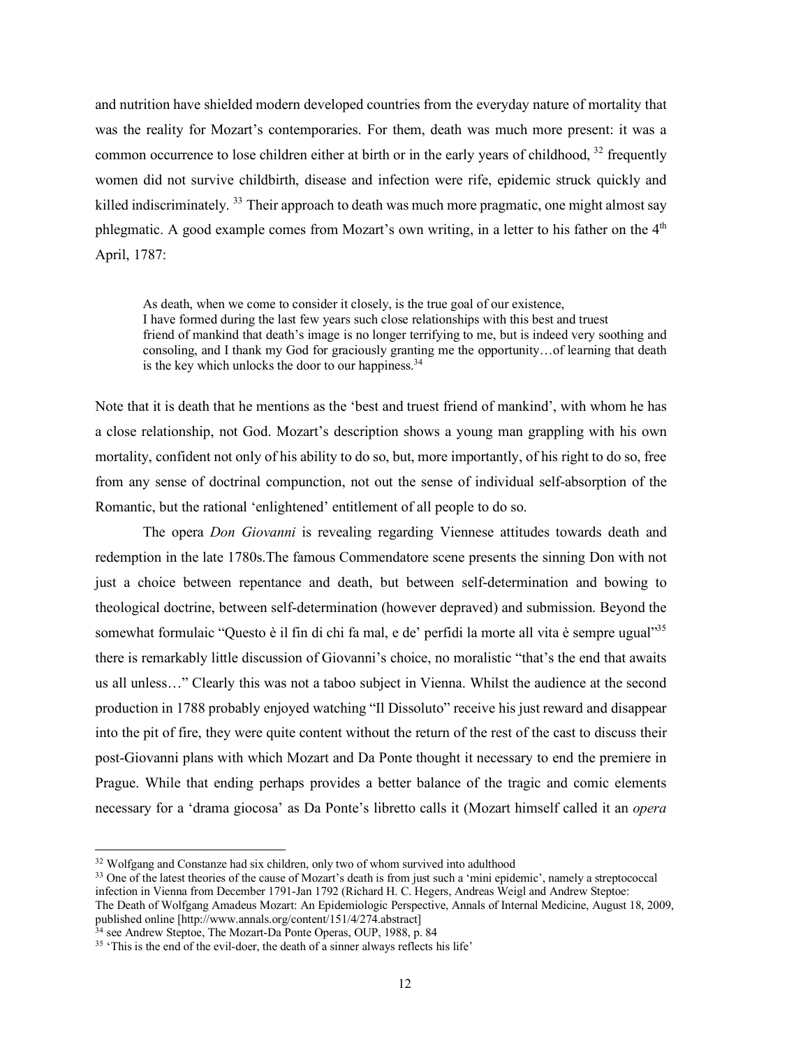and nutrition have shielded modern developed countries from the everyday nature of mortality that was the reality for Mozart's contemporaries. For them, death was much more present: it was a common occurrence to lose children either at birth or in the early years of childhood, [32] frequently women did not survive childbirth, disease and infection were rife, epidemic struck quickly and killed indiscriminately. [33] Their approach to death was much more pragmatic, one might almost say phlegmatic. A good example comes from Mozart's own writing, in a letter to his father on the 4th April, 1787:

> As death, when we come to consider it closely, is the true goal of our existence, I have formed during the last few years such close relationships with this best and truest friend of mankind that death's image is no longer terrifying to me, but is indeed very soothing and consoling, and I thank my God for graciously granting me the opportunity…of learning that death is the key which unlocks the door to our happiness.[34]

Note that it is death that he mentions as the 'best and truest friend of mankind', with whom he has a close relationship, not God. Mozart's description shows a young man grappling with his own mortality, confident not only of his ability to do so, but, more importantly, of his right to do so, free from any sense of doctrinal compunction, not out the sense of individual self-absorption of the Romantic, but the rational 'enlightened' entitlement of all people to do so.

The opera *Don Giovanni* is revealing regarding Viennese attitudes towards death and redemption in the late 1780s.The famous Commendatore scene presents the sinning Don with not just a choice between repentance and death, but between self-determination and bowing to theological doctrine, between self-determination (however depraved) and submission. Beyond the somewhat formulaic "Questo è il fin di chi fa mal, e de' perfidi la morte all vita è sempre ugual"[35] there is remarkably little discussion of Giovanni's choice, no moralistic "that's the end that awaits us all unless…" Clearly this was not a taboo subject in Vienna. Whilst the audience at the second production in 1788 probably enjoyed watching "Il Dissoluto" receive his just reward and disappear into the pit of fire, they were quite content without the return of the rest of the cast to discuss their post-Giovanni plans with which Mozart and Da Ponte thought it necessary to end the premiere in Prague. While that ending perhaps provides a better balance of the tragic and comic elements necessary for a 'drama giocosa' as Da Ponte's libretto calls it (Mozart himself called it an *opera*

---

[32] Wolfgang and Constanze had six children, only two of whom survived into adulthood

[33] One of the latest theories of the cause of Mozart's death is from just such a 'mini epidemic', namely a streptococcal infection in Vienna from December 1791-Jan 1792 (Richard H. C. Hegers, Andreas Weigl and Andrew Steptoe: The Death of Wolfgang Amadeus Mozart: An Epidemiologic Perspective, Annals of Internal Medicine, August 18, 2009, published online [http://www.annals.org/content/151/4/274.abstract]

[34] see Andrew Steptoe, The Mozart-Da Ponte Operas, OUP, 1988, p. 84

[35] 'This is the end of the evil-doer, the death of a sinner always reflects his life'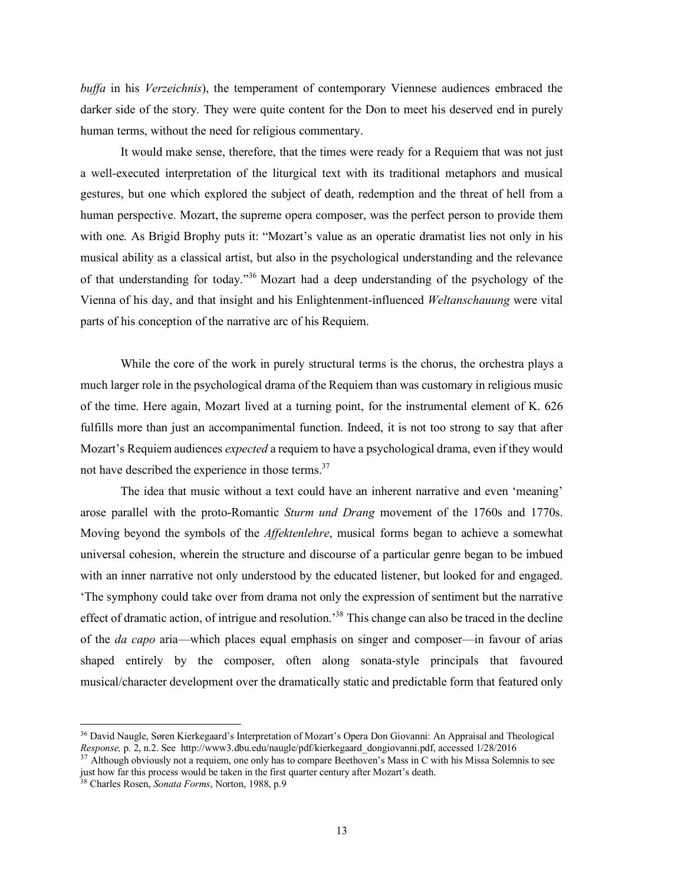*buffa* in his *Verzeichnis*), the temperament of contemporary Viennese audiences embraced the darker side of the story. They were quite content for the Don to meet his deserved end in purely human terms, without the need for religious commentary.

It would make sense, therefore, that the times were ready for a Requiem that was not just a well-executed interpretation of the liturgical text with its traditional metaphors and musical gestures, but one which explored the subject of death, redemption and the threat of hell from a human perspective. Mozart, the supreme opera composer, was the perfect person to provide them with one. As Brigid Brophy puts it: "Mozart's value as an operatic dramatist lies not only in his musical ability as a classical artist, but also in the psychological understanding and the relevance of that understanding for today."[36] Mozart had a deep understanding of the psychology of the Vienna of his day, and that insight and his Enlightenment-influenced *Weltanschauung* were vital parts of his conception of the narrative arc of his Requiem.

While the core of the work in purely structural terms is the chorus, the orchestra plays a much larger role in the psychological drama of the Requiem than was customary in religious music of the time. Here again, Mozart lived at a turning point, for the instrumental element of K. 626 fulfills more than just an accompanimental function. Indeed, it is not too strong to say that after Mozart's Requiem audiences *expected* a requiem to have a psychological drama, even if they would not have described the experience in those terms.[37]

The idea that music without a text could have an inherent narrative and even 'meaning' arose parallel with the proto-Romantic *Sturm und Drang* movement of the 1760s and 1770s. Moving beyond the symbols of the *Affektenlehre*, musical forms began to achieve a somewhat universal cohesion, wherein the structure and discourse of a particular genre began to be imbued with an inner narrative not only understood by the educated listener, but looked for and engaged. 'The symphony could take over from drama not only the expression of sentiment but the narrative effect of dramatic action, of intrigue and resolution.'[38] This change can also be traced in the decline of the *da capo* aria—which places equal emphasis on singer and composer—in favour of arias shaped entirely by the composer, often along sonata-style principals that favoured musical/character development over the dramatically static and predictable form that featured only

---

[36] David Naugle, Søren Kierkegaard's Interpretation of Mozart's Opera Don Giovanni: An Appraisal and Theological *Response,* p. 2, n.2. See http://www3.dbu.edu/naugle/pdf/kierkegaard_dongiovanni.pdf, accessed 1/28/2016

[37] Although obviously not a requiem, one only has to compare Beethoven's Mass in C with his Missa Solemnis to see just how far this process would be taken in the first quarter century after Mozart's death.

[38] Charles Rosen, *Sonata Forms*, Norton, 1988, p.9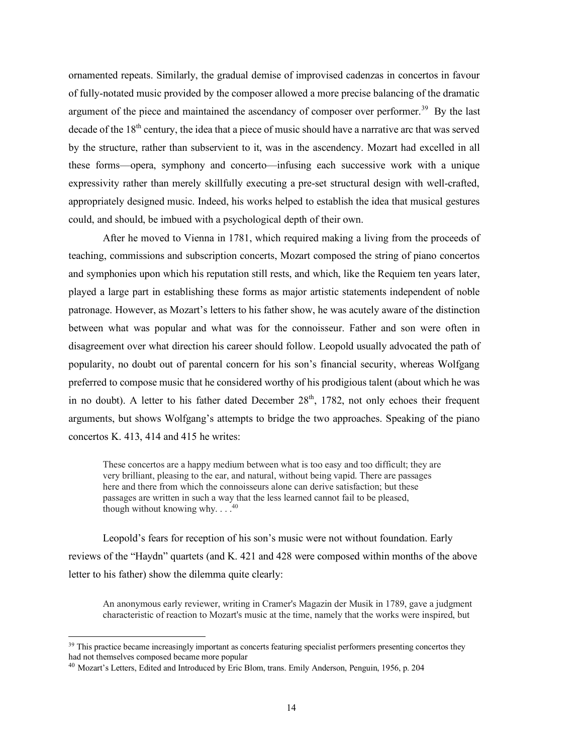ornamented repeats. Similarly, the gradual demise of improvised cadenzas in concertos in favour of fully-notated music provided by the composer allowed a more precise balancing of the dramatic argument of the piece and maintained the ascendancy of composer over performer.[39] By the last decade of the 18th century, the idea that a piece of music should have a narrative arc that was served by the structure, rather than subservient to it, was in the ascendency. Mozart had excelled in all these forms—opera, symphony and concerto—infusing each successive work with a unique expressivity rather than merely skillfully executing a pre-set structural design with well-crafted, appropriately designed music. Indeed, his works helped to establish the idea that musical gestures could, and should, be imbued with a psychological depth of their own.

After he moved to Vienna in 1781, which required making a living from the proceeds of teaching, commissions and subscription concerts, Mozart composed the string of piano concertos and symphonies upon which his reputation still rests, and which, like the Requiem ten years later, played a large part in establishing these forms as major artistic statements independent of noble patronage. However, as Mozart's letters to his father show, he was acutely aware of the distinction between what was popular and what was for the connoisseur. Father and son were often in disagreement over what direction his career should follow. Leopold usually advocated the path of popularity, no doubt out of parental concern for his son's financial security, whereas Wolfgang preferred to compose music that he considered worthy of his prodigious talent (about which he was in no doubt). A letter to his father dated December 28th, 1782, not only echoes their frequent arguments, but shows Wolfgang's attempts to bridge the two approaches. Speaking of the piano concertos K. 413, 414 and 415 he writes:

> These concertos are a happy medium between what is too easy and too difficult; they are very brilliant, pleasing to the ear, and natural, without being vapid. There are passages here and there from which the connoisseurs alone can derive satisfaction; but these passages are written in such a way that the less learned cannot fail to be pleased, though without knowing why. . . .[40]

Leopold's fears for reception of his son's music were not without foundation. Early reviews of the "Haydn" quartets (and K. 421 and 428 were composed within months of the above letter to his father) show the dilemma quite clearly:

> An anonymous early reviewer, writing in Cramer's Magazin der Musik in 1789, gave a judgment characteristic of reaction to Mozart's music at the time, namely that the works were inspired, but

---

[39] This practice became increasingly important as concerts featuring specialist performers presenting concertos they had not themselves composed became more popular

[40] Mozart's Letters, Edited and Introduced by Eric Blom, trans. Emily Anderson, Penguin, 1956, p. 204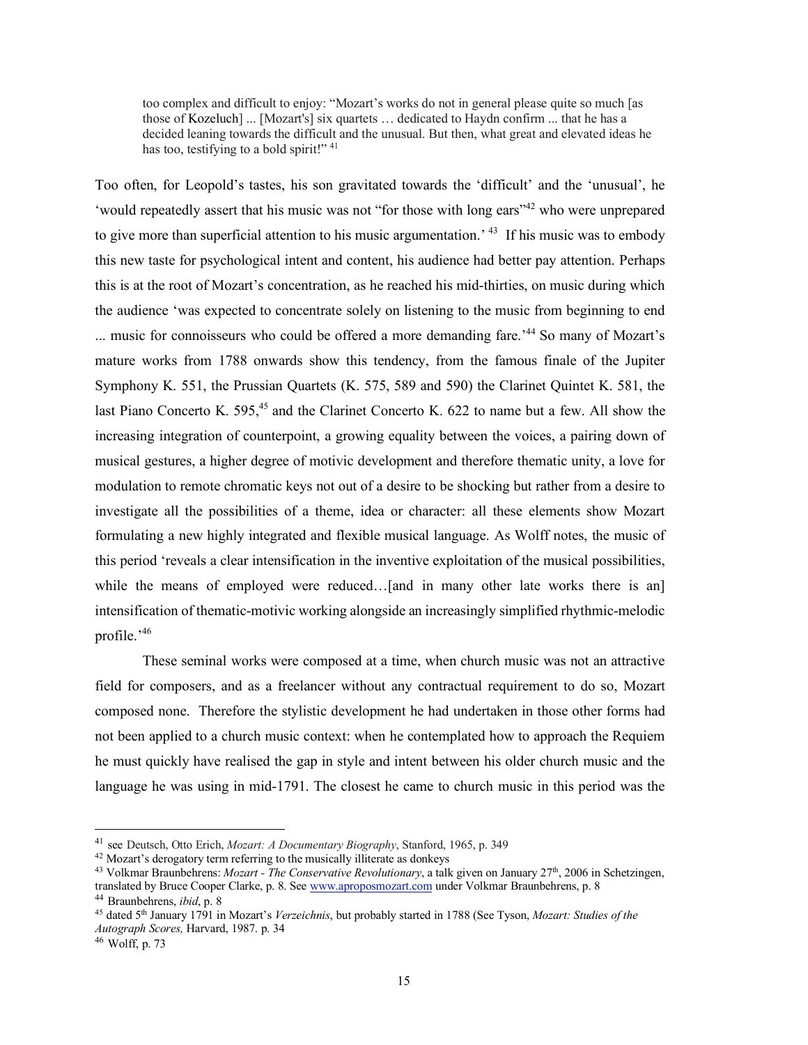> too complex and difficult to enjoy: "Mozart's works do not in general please quite so much [as those of Kozeluch] ... [Mozart's] six quartets … dedicated to Haydn confirm ... that he has a decided leaning towards the difficult and the unusual. But then, what great and elevated ideas he has too, testifying to a bold spirit!" [41]

Too often, for Leopold's tastes, his son gravitated towards the 'difficult' and the 'unusual', he 'would repeatedly assert that his music was not "for those with long ears"[42] who were unprepared to give more than superficial attention to his music argumentation.' [43] If his music was to embody this new taste for psychological intent and content, his audience had better pay attention. Perhaps this is at the root of Mozart's concentration, as he reached his mid-thirties, on music during which the audience 'was expected to concentrate solely on listening to the music from beginning to end ... music for connoisseurs who could be offered a more demanding fare.'[44] So many of Mozart's mature works from 1788 onwards show this tendency, from the famous finale of the Jupiter Symphony K. 551, the Prussian Quartets (K. 575, 589 and 590) the Clarinet Quintet K. 581, the last Piano Concerto K. 595,[45] and the Clarinet Concerto K. 622 to name but a few. All show the increasing integration of counterpoint, a growing equality between the voices, a pairing down of musical gestures, a higher degree of motivic development and therefore thematic unity, a love for modulation to remote chromatic keys not out of a desire to be shocking but rather from a desire to investigate all the possibilities of a theme, idea or character: all these elements show Mozart formulating a new highly integrated and flexible musical language. As Wolff notes, the music of this period 'reveals a clear intensification in the inventive exploitation of the musical possibilities, while the means of employed were reduced…[and in many other late works there is an] intensification of thematic-motivic working alongside an increasingly simplified rhythmic-melodic profile.'[46]

These seminal works were composed at a time, when church music was not an attractive field for composers, and as a freelancer without any contractual requirement to do so, Mozart composed none. Therefore the stylistic development he had undertaken in those other forms had not been applied to a church music context: when he contemplated how to approach the Requiem he must quickly have realised the gap in style and intent between his older church music and the language he was using in mid-1791. The closest he came to church music in this period was the

---

[41] see Deutsch, Otto Erich, *Mozart: A Documentary Biography*, Stanford, 1965, p. 349

[42] Mozart's derogatory term referring to the musically illiterate as donkeys

[43] Volkmar Braunbehrens: *Mozart - The Conservative Revolutionary*, a talk given on January 27th, 2006 in Schetzingen, translated by Bruce Cooper Clarke, p. 8. See www.aproposmozart.com under Volkmar Braunbehrens, p. 8

[44] Braunbehrens, *ibid*, p. 8

[45] dated 5th January 1791 in Mozart's *Verzeichnis*, but probably started in 1788 (See Tyson, *Mozart: Studies of the Autograph Scores,* Harvard, 1987. p. 34

[46] Wolff, p. 73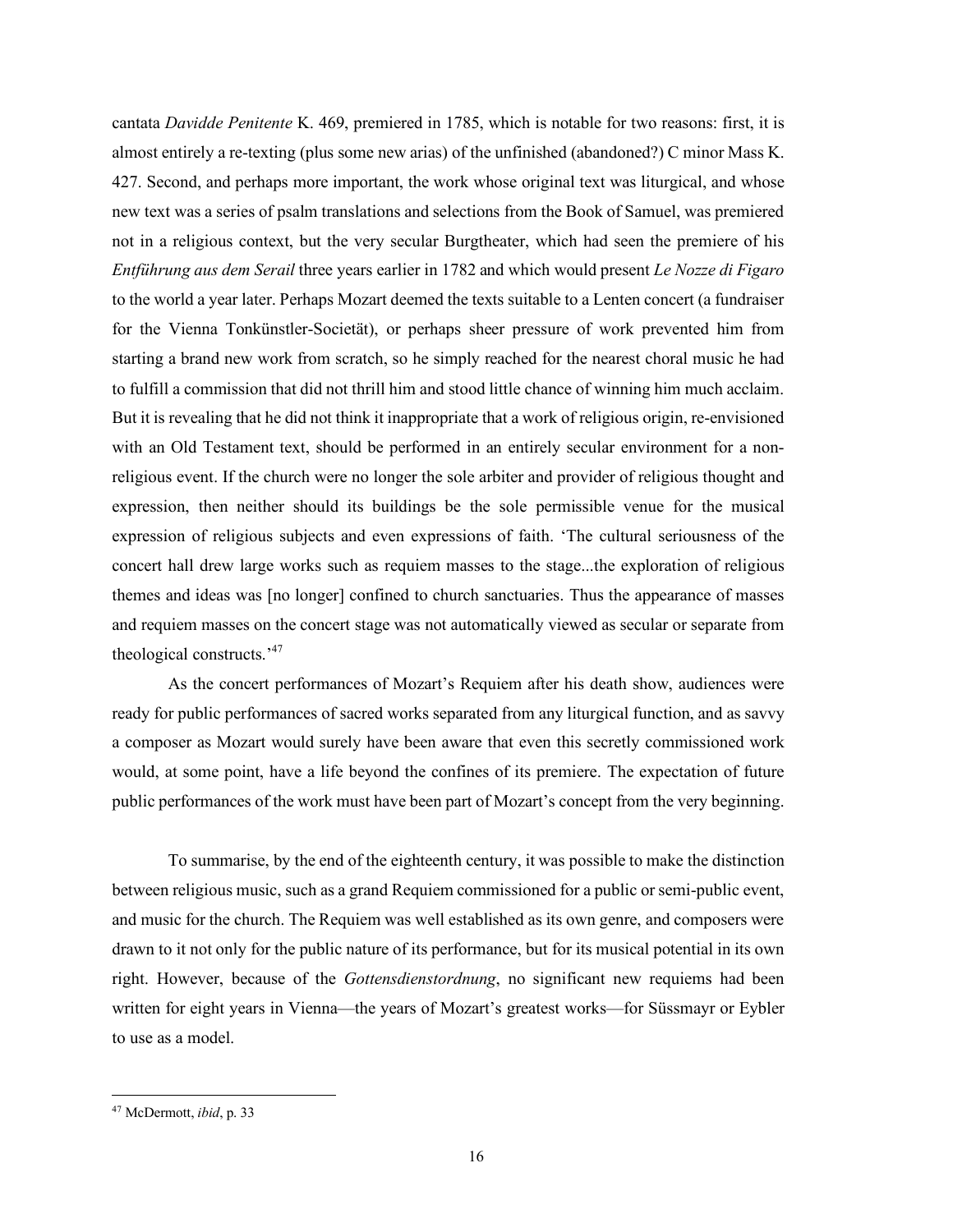cantata *Davidde Penitente* K. 469, premiered in 1785, which is notable for two reasons: first, it is almost entirely a re-texting (plus some new arias) of the unfinished (abandoned?) C minor Mass K. 427. Second, and perhaps more important, the work whose original text was liturgical, and whose new text was a series of psalm translations and selections from the Book of Samuel, was premiered not in a religious context, but the very secular Burgtheater, which had seen the premiere of his *Entführung aus dem Serail* three years earlier in 1782 and which would present *Le Nozze di Figaro* to the world a year later. Perhaps Mozart deemed the texts suitable to a Lenten concert (a fundraiser for the Vienna Tonkünstler-Societät), or perhaps sheer pressure of work prevented him from starting a brand new work from scratch, so he simply reached for the nearest choral music he had to fulfill a commission that did not thrill him and stood little chance of winning him much acclaim. But it is revealing that he did not think it inappropriate that a work of religious origin, re-envisioned with an Old Testament text, should be performed in an entirely secular environment for a non-religious event. If the church were no longer the sole arbiter and provider of religious thought and expression, then neither should its buildings be the sole permissible venue for the musical expression of religious subjects and even expressions of faith. 'The cultural seriousness of the concert hall drew large works such as requiem masses to the stage...the exploration of religious themes and ideas was [no longer] confined to church sanctuaries. Thus the appearance of masses and requiem masses on the concert stage was not automatically viewed as secular or separate from theological constructs.'[47]

As the concert performances of Mozart's Requiem after his death show, audiences were ready for public performances of sacred works separated from any liturgical function, and as savvy a composer as Mozart would surely have been aware that even this secretly commissioned work would, at some point, have a life beyond the confines of its premiere. The expectation of future public performances of the work must have been part of Mozart's concept from the very beginning.

To summarise, by the end of the eighteenth century, it was possible to make the distinction between religious music, such as a grand Requiem commissioned for a public or semi-public event, and music for the church. The Requiem was well established as its own genre, and composers were drawn to it not only for the public nature of its performance, but for its musical potential in its own right. However, because of the *Gottensdienstordnung*, no significant new requiems had been written for eight years in Vienna—the years of Mozart's greatest works—for Süssmayr or Eybler to use as a model.

---

[47] McDermott, *ibid*, p. 33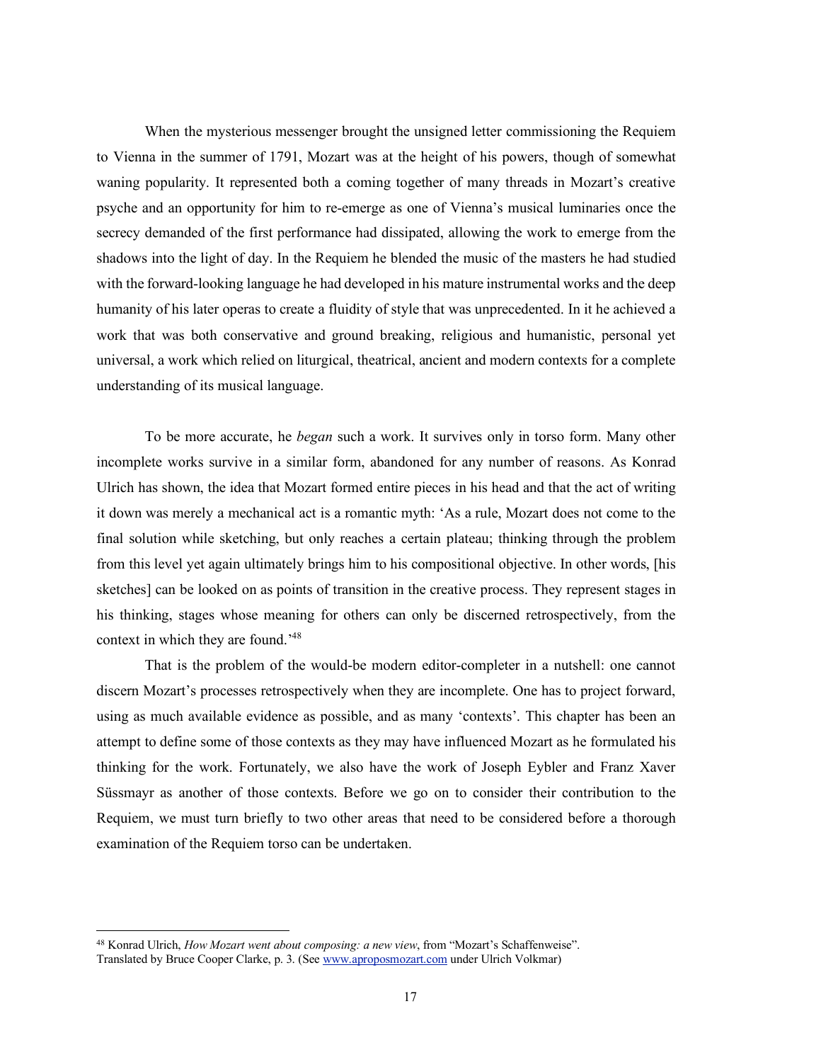When the mysterious messenger brought the unsigned letter commissioning the Requiem to Vienna in the summer of 1791, Mozart was at the height of his powers, though of somewhat waning popularity. It represented both a coming together of many threads in Mozart's creative psyche and an opportunity for him to re-emerge as one of Vienna's musical luminaries once the secrecy demanded of the first performance had dissipated, allowing the work to emerge from the shadows into the light of day. In the Requiem he blended the music of the masters he had studied with the forward-looking language he had developed in his mature instrumental works and the deep humanity of his later operas to create a fluidity of style that was unprecedented. In it he achieved a work that was both conservative and ground breaking, religious and humanistic, personal yet universal, a work which relied on liturgical, theatrical, ancient and modern contexts for a complete understanding of its musical language.

To be more accurate, he *began* such a work. It survives only in torso form. Many other incomplete works survive in a similar form, abandoned for any number of reasons. As Konrad Ulrich has shown, the idea that Mozart formed entire pieces in his head and that the act of writing it down was merely a mechanical act is a romantic myth: 'As a rule, Mozart does not come to the final solution while sketching, but only reaches a certain plateau; thinking through the problem from this level yet again ultimately brings him to his compositional objective. In other words, [his sketches] can be looked on as points of transition in the creative process. They represent stages in his thinking, stages whose meaning for others can only be discerned retrospectively, from the context in which they are found.'[48]

That is the problem of the would-be modern editor-completer in a nutshell: one cannot discern Mozart's processes retrospectively when they are incomplete. One has to project forward, using as much available evidence as possible, and as many 'contexts'. This chapter has been an attempt to define some of those contexts as they may have influenced Mozart as he formulated his thinking for the work. Fortunately, we also have the work of Joseph Eybler and Franz Xaver Süssmayr as another of those contexts. Before we go on to consider their contribution to the Requiem, we must turn briefly to two other areas that need to be considered before a thorough examination of the Requiem torso can be undertaken.

---

[48] Konrad Ulrich, *How Mozart went about composing: a new view*, from "Mozart's Schaffenweise". Translated by Bruce Cooper Clarke, p. 3. (See www.aproposmozart.com under Ulrich Volkmar)